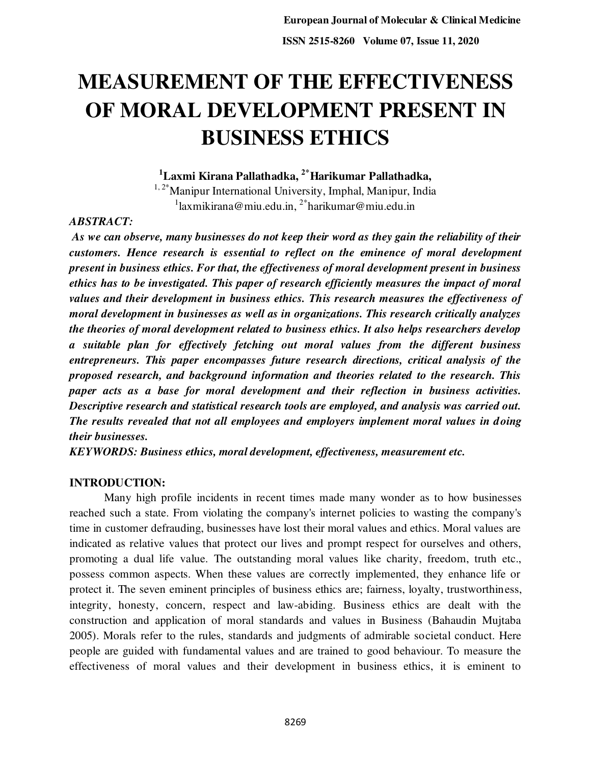# MEASUREMENT OF THE EFFECTIVENESS OF MORAL DEVELOPMENT PRESENT IN BUSINESS ETHICS

**[1]Laxmi Kirana Pallathadka, [2*]Harikumar Pallathadka,**

[1, 2*]Manipur International University, Imphal, Manipur, India

[1]laxmikirana@miu.edu.in, [2*]harikumar@miu.edu.in

***ABSTRACT:***

***As we can observe, many businesses do not keep their word as they gain the reliability of their customers. Hence research is essential to reflect on the eminence of moral development present in business ethics. For that, the effectiveness of moral development present in business ethics has to be investigated. This paper of research efficiently measures the impact of moral values and their development in business ethics. This research measures the effectiveness of moral development in businesses as well as in organizations. This research critically analyzes the theories of moral development related to business ethics. It also helps researchers develop a suitable plan for effectively fetching out moral values from the different business entrepreneurs. This paper encompasses future research directions, critical analysis of the proposed research, and background information and theories related to the research. This paper acts as a base for moral development and their reflection in business activities. Descriptive research and statistical research tools are employed, and analysis was carried out. The results revealed that not all employees and employers implement moral values in doing their businesses.***

***KEYWORDS: Business ethics, moral development, effectiveness, measurement etc.***

## INTRODUCTION:

Many high profile incidents in recent times made many wonder as to how businesses reached such a state. From violating the company's internet policies to wasting the company's time in customer defrauding, businesses have lost their moral values and ethics. Moral values are indicated as relative values that protect our lives and prompt respect for ourselves and others, promoting a dual life value. The outstanding moral values like charity, freedom, truth etc., possess common aspects. When these values are correctly implemented, they enhance life or protect it. The seven eminent principles of business ethics are; fairness, loyalty, trustworthiness, integrity, honesty, concern, respect and law-abiding. Business ethics are dealt with the construction and application of moral standards and values in Business (Bahaudin Mujtaba 2005). Morals refer to the rules, standards and judgments of admirable societal conduct. Here people are guided with fundamental values and are trained to good behaviour. To measure the effectiveness of moral values and their development in business ethics, it is eminent to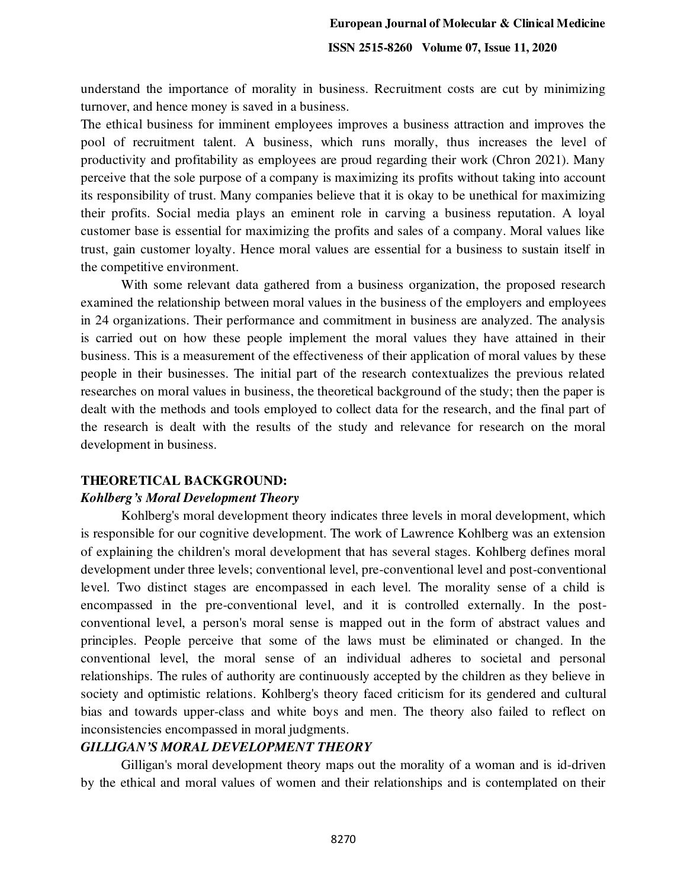understand the importance of morality in business. Recruitment costs are cut by minimizing turnover, and hence money is saved in a business.

The ethical business for imminent employees improves a business attraction and improves the pool of recruitment talent. A business, which runs morally, thus increases the level of productivity and profitability as employees are proud regarding their work (Chron 2021). Many perceive that the sole purpose of a company is maximizing its profits without taking into account its responsibility of trust. Many companies believe that it is okay to be unethical for maximizing their profits. Social media plays an eminent role in carving a business reputation. A loyal customer base is essential for maximizing the profits and sales of a company. Moral values like trust, gain customer loyalty. Hence moral values are essential for a business to sustain itself in the competitive environment.

With some relevant data gathered from a business organization, the proposed research examined the relationship between moral values in the business of the employers and employees in 24 organizations. Their performance and commitment in business are analyzed. The analysis is carried out on how these people implement the moral values they have attained in their business. This is a measurement of the effectiveness of their application of moral values by these people in their businesses. The initial part of the research contextualizes the previous related researches on moral values in business, the theoretical background of the study; then the paper is dealt with the methods and tools employed to collect data for the research, and the final part of the research is dealt with the results of the study and relevance for research on the moral development in business.

## THEORETICAL BACKGROUND:

### *Kohlberg's Moral Development Theory*

Kohlberg's moral development theory indicates three levels in moral development, which is responsible for our cognitive development. The work of Lawrence Kohlberg was an extension of explaining the children's moral development that has several stages. Kohlberg defines moral development under three levels; conventional level, pre-conventional level and post-conventional level. Two distinct stages are encompassed in each level. The morality sense of a child is encompassed in the pre-conventional level, and it is controlled externally. In the post-conventional level, a person's moral sense is mapped out in the form of abstract values and principles. People perceive that some of the laws must be eliminated or changed. In the conventional level, the moral sense of an individual adheres to societal and personal relationships. The rules of authority are continuously accepted by the children as they believe in society and optimistic relations. Kohlberg's theory faced criticism for its gendered and cultural bias and towards upper-class and white boys and men. The theory also failed to reflect on inconsistencies encompassed in moral judgments.

### *GILLIGAN'S MORAL DEVELOPMENT THEORY*

Gilligan's moral development theory maps out the morality of a woman and is id-driven by the ethical and moral values of women and their relationships and is contemplated on their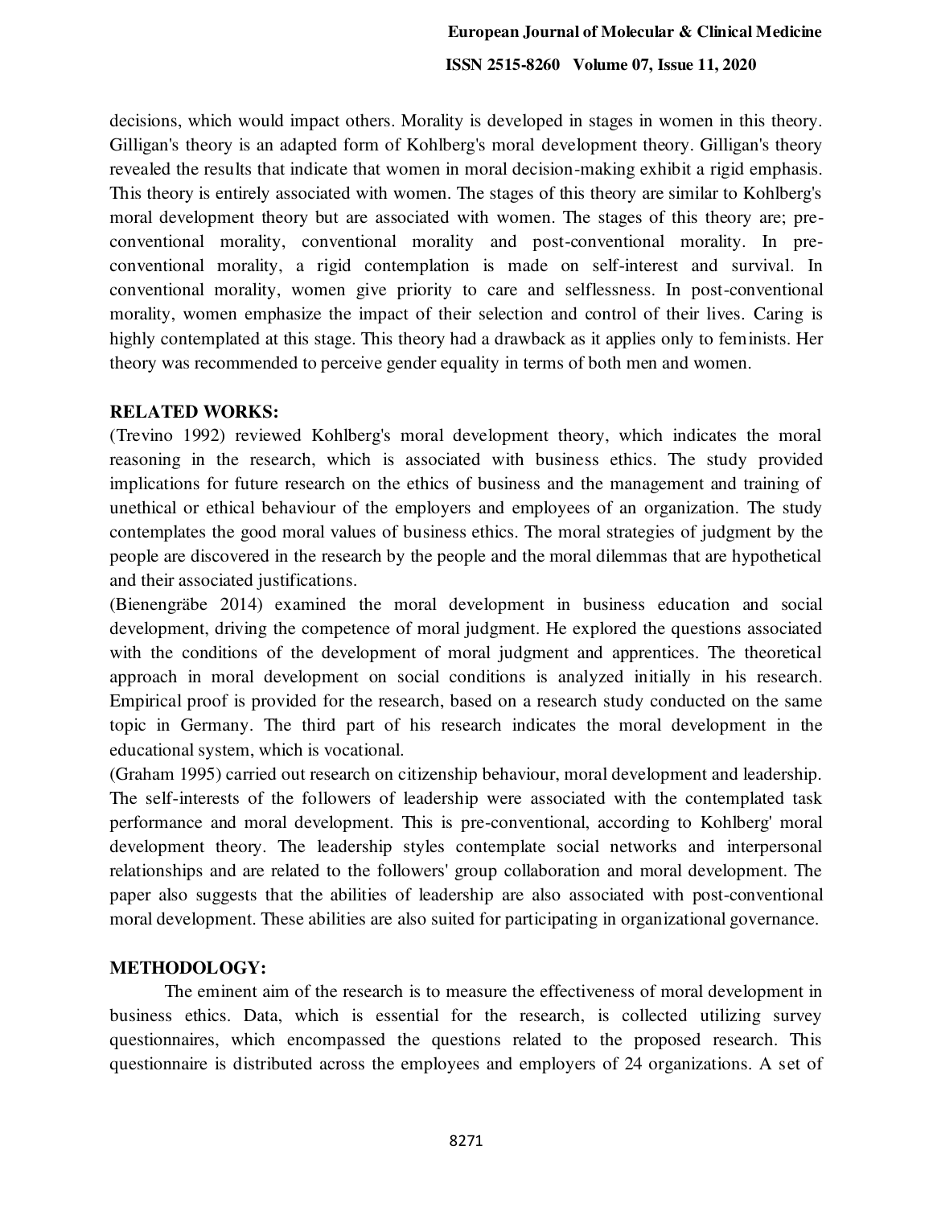decisions, which would impact others. Morality is developed in stages in women in this theory. Gilligan's theory is an adapted form of Kohlberg's moral development theory. Gilligan's theory revealed the results that indicate that women in moral decision-making exhibit a rigid emphasis. This theory is entirely associated with women. The stages of this theory are similar to Kohlberg's moral development theory but are associated with women. The stages of this theory are; pre-conventional morality, conventional morality and post-conventional morality. In pre-conventional morality, a rigid contemplation is made on self-interest and survival. In conventional morality, women give priority to care and selflessness. In post-conventional morality, women emphasize the impact of their selection and control of their lives. Caring is highly contemplated at this stage. This theory had a drawback as it applies only to feminists. Her theory was recommended to perceive gender equality in terms of both men and women.

## RELATED WORKS:

(Trevino 1992) reviewed Kohlberg's moral development theory, which indicates the moral reasoning in the research, which is associated with business ethics. The study provided implications for future research on the ethics of business and the management and training of unethical or ethical behaviour of the employers and employees of an organization. The study contemplates the good moral values of business ethics. The moral strategies of judgment by the people are discovered in the research by the people and the moral dilemmas that are hypothetical and their associated justifications.

(Bienengräbe 2014) examined the moral development in business education and social development, driving the competence of moral judgment. He explored the questions associated with the conditions of the development of moral judgment and apprentices. The theoretical approach in moral development on social conditions is analyzed initially in his research. Empirical proof is provided for the research, based on a research study conducted on the same topic in Germany. The third part of his research indicates the moral development in the educational system, which is vocational.

(Graham 1995) carried out research on citizenship behaviour, moral development and leadership. The self-interests of the followers of leadership were associated with the contemplated task performance and moral development. This is pre-conventional, according to Kohlberg' moral development theory. The leadership styles contemplate social networks and interpersonal relationships and are related to the followers' group collaboration and moral development. The paper also suggests that the abilities of leadership are also associated with post-conventional moral development. These abilities are also suited for participating in organizational governance.

## METHODOLOGY:

The eminent aim of the research is to measure the effectiveness of moral development in business ethics. Data, which is essential for the research, is collected utilizing survey questionnaires, which encompassed the questions related to the proposed research. This questionnaire is distributed across the employees and employers of 24 organizations. A set of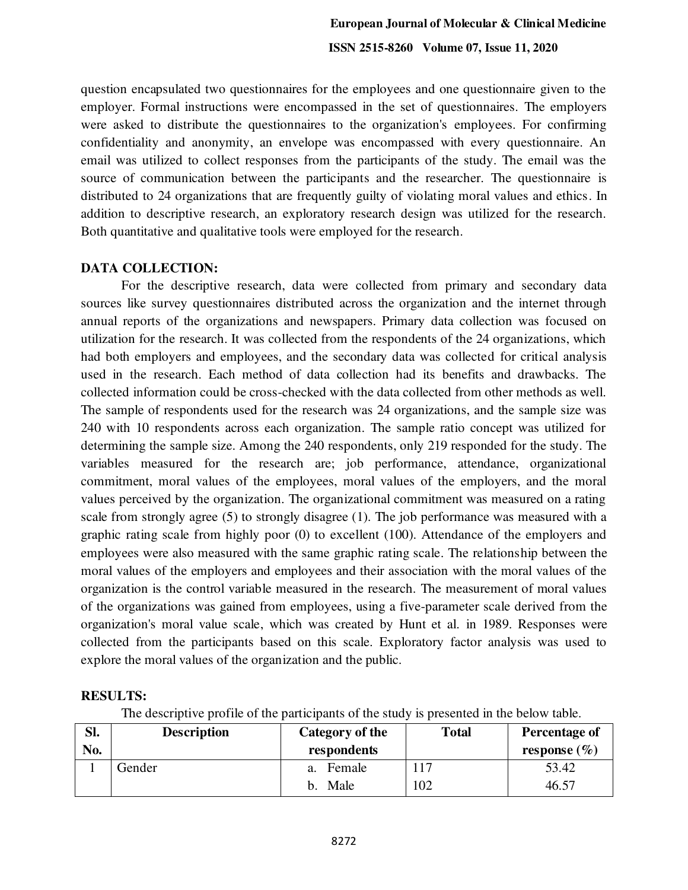question encapsulated two questionnaires for the employees and one questionnaire given to the employer. Formal instructions were encompassed in the set of questionnaires. The employers were asked to distribute the questionnaires to the organization's employees. For confirming confidentiality and anonymity, an envelope was encompassed with every questionnaire. An email was utilized to collect responses from the participants of the study. The email was the source of communication between the participants and the researcher. The questionnaire is distributed to 24 organizations that are frequently guilty of violating moral values and ethics. In addition to descriptive research, an exploratory research design was utilized for the research. Both quantitative and qualitative tools were employed for the research.

## DATA COLLECTION:

For the descriptive research, data were collected from primary and secondary data sources like survey questionnaires distributed across the organization and the internet through annual reports of the organizations and newspapers. Primary data collection was focused on utilization for the research. It was collected from the respondents of the 24 organizations, which had both employers and employees, and the secondary data was collected for critical analysis used in the research. Each method of data collection had its benefits and drawbacks. The collected information could be cross-checked with the data collected from other methods as well. The sample of respondents used for the research was 24 organizations, and the sample size was 240 with 10 respondents across each organization. The sample ratio concept was utilized for determining the sample size. Among the 240 respondents, only 219 responded for the study. The variables measured for the research are; job performance, attendance, organizational commitment, moral values of the employees, moral values of the employers, and the moral values perceived by the organization. The organizational commitment was measured on a rating scale from strongly agree (5) to strongly disagree (1). The job performance was measured with a graphic rating scale from highly poor (0) to excellent (100). Attendance of the employers and employees were also measured with the same graphic rating scale. The relationship between the moral values of the employers and employees and their association with the moral values of the organization is the control variable measured in the research. The measurement of moral values of the organizations was gained from employees, using a five-parameter scale derived from the organization's moral value scale, which was created by Hunt et al. in 1989. Responses were collected from the participants based on this scale. Exploratory factor analysis was used to explore the moral values of the organization and the public.

## RESULTS:

The descriptive profile of the participants of the study is presented in the below table.

| Sl. No. | Description | Category of the respondents | Total | Percentage of response (%) |
|---|---|---|---|---|
| 1 | Gender | a. Female | 117 | 53.42 |
| | | b. Male | 102 | 46.57 |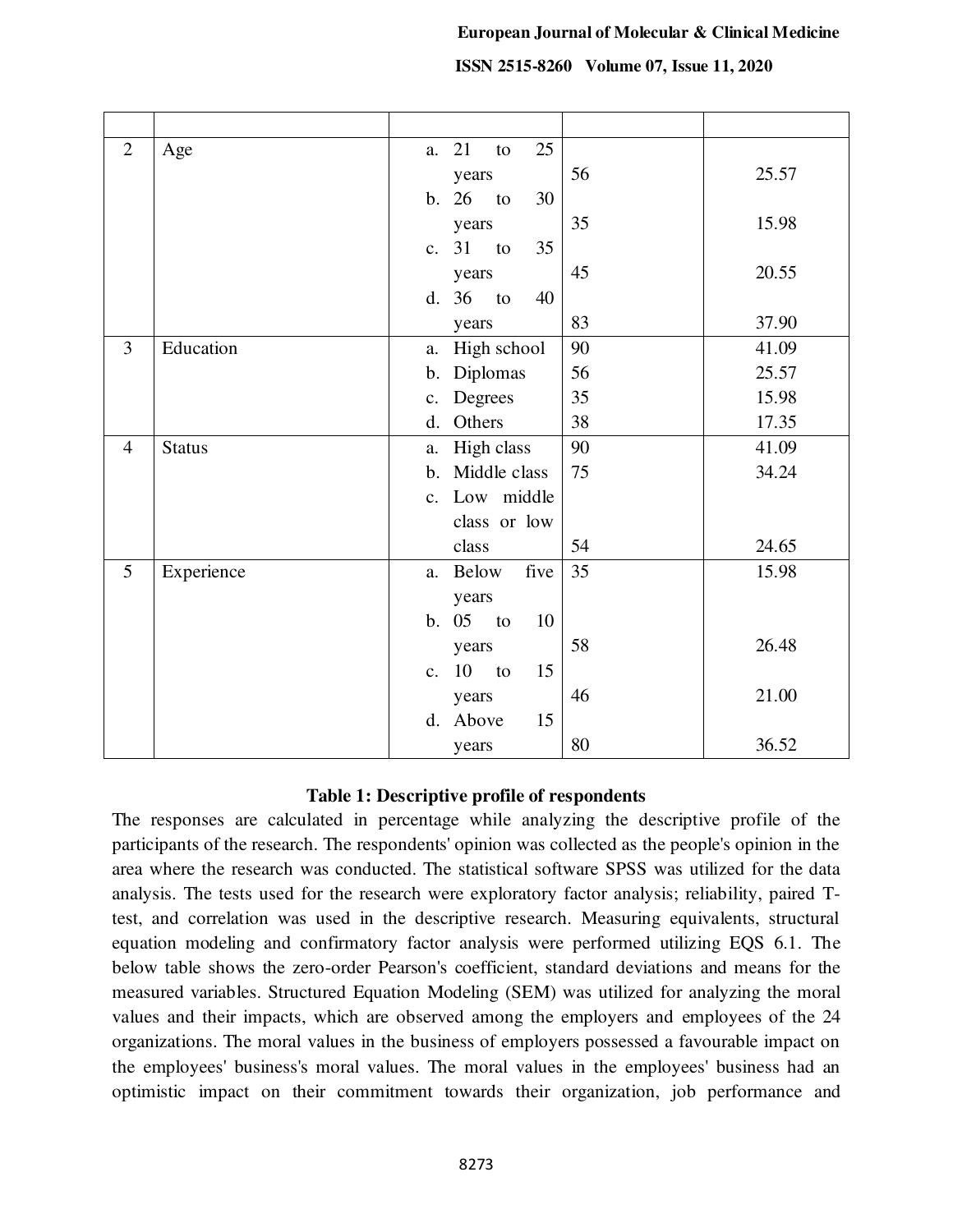| | | | | |
|---|---|---|---|---|
| 2 | Age | a. 21 to 25 years<br>b. 26 to 30 years<br>c. 31 to 35 years<br>d. 36 to 40 years | 56<br>35<br>45<br>83 | 25.57<br>15.98<br>20.55<br>37.90 |
| 3 | Education | a. High school<br>b. Diplomas<br>c. Degrees<br>d. Others | 90<br>56<br>35<br>38 | 41.09<br>25.57<br>15.98<br>17.35 |
| 4 | Status | a. High class<br>b. Middle class<br>c. Low middle class or low class | 90<br>75<br>54 | 41.09<br>34.24<br>24.65 |
| 5 | Experience | a. Below five years<br>b. 05 to 10 years<br>c. 10 to 15 years<br>d. Above 15 years | 35<br>58<br>46<br>80 | 15.98<br>26.48<br>21.00<br>36.52 |

**Table 1: Descriptive profile of respondents**

The responses are calculated in percentage while analyzing the descriptive profile of the participants of the research. The respondents' opinion was collected as the people's opinion in the area where the research was conducted. The statistical software SPSS was utilized for the data analysis. The tests used for the research were exploratory factor analysis; reliability, paired T-test, and correlation was used in the descriptive research. Measuring equivalents, structural equation modeling and confirmatory factor analysis were performed utilizing EQS 6.1. The below table shows the zero-order Pearson's coefficient, standard deviations and means for the measured variables. Structured Equation Modeling (SEM) was utilized for analyzing the moral values and their impacts, which are observed among the employers and employees of the 24 organizations. The moral values in the business of employers possessed a favourable impact on the employees' business's moral values. The moral values in the employees' business had an optimistic impact on their commitment towards their organization, job performance and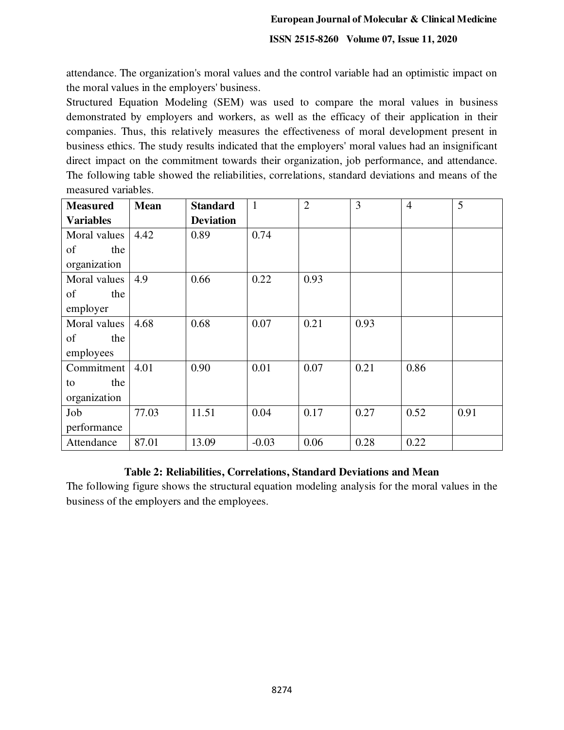attendance. The organization's moral values and the control variable had an optimistic impact on the moral values in the employers' business.

Structured Equation Modeling (SEM) was used to compare the moral values in business demonstrated by employers and workers, as well as the efficacy of their application in their companies. Thus, this relatively measures the effectiveness of moral development present in business ethics. The study results indicated that the employers' moral values had an insignificant direct impact on the commitment towards their organization, job performance, and attendance. The following table showed the reliabilities, correlations, standard deviations and means of the measured variables.

| **Measured Variables** | **Mean** | **Standard Deviation** | 1 | 2 | 3 | 4 | 5 |
|---|---|---|---|---|---|---|---|
| Moral values of the organization | 4.42 | 0.89 | 0.74 | | | | |
| Moral values of the employer | 4.9 | 0.66 | 0.22 | 0.93 | | | |
| Moral values of the employees | 4.68 | 0.68 | 0.07 | 0.21 | 0.93 | | |
| Commitment to the organization | 4.01 | 0.90 | 0.01 | 0.07 | 0.21 | 0.86 | |
| Job performance | 77.03 | 11.51 | 0.04 | 0.17 | 0.27 | 0.52 | 0.91 |
| Attendance | 87.01 | 13.09 | -0.03 | 0.06 | 0.28 | 0.22 | |

**Table 2: Reliabilities, Correlations, Standard Deviations and Mean**

The following figure shows the structural equation modeling analysis for the moral values in the business of the employers and the employees.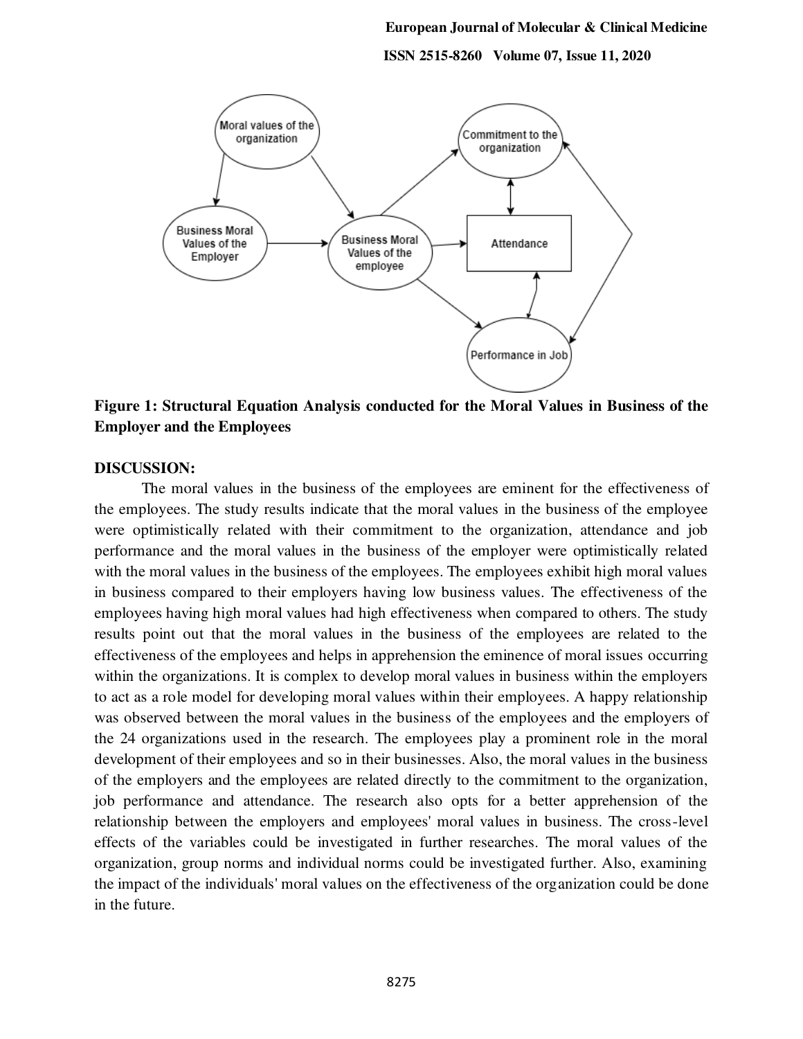**Figure 1: Structural Equation Analysis conducted for the Moral Values in Business of the Employer and the Employees**

## DISCUSSION:

The moral values in the business of the employees are eminent for the effectiveness of the employees. The study results indicate that the moral values in the business of the employee were optimistically related with their commitment to the organization, attendance and job performance and the moral values in the business of the employer were optimistically related with the moral values in the business of the employees. The employees exhibit high moral values in business compared to their employers having low business values. The effectiveness of the employees having high moral values had high effectiveness when compared to others. The study results point out that the moral values in the business of the employees are related to the effectiveness of the employees and helps in apprehension the eminence of moral issues occurring within the organizations. It is complex to develop moral values in business within the employers to act as a role model for developing moral values within their employees. A happy relationship was observed between the moral values in the business of the employees and the employers of the 24 organizations used in the research. The employees play a prominent role in the moral development of their employees and so in their businesses. Also, the moral values in the business of the employers and the employees are related directly to the commitment to the organization, job performance and attendance. The research also opts for a better apprehension of the relationship between the employers and employees' moral values in business. The cross-level effects of the variables could be investigated in further researches. The moral values of the organization, group norms and individual norms could be investigated further. Also, examining the impact of the individuals' moral values on the effectiveness of the organization could be done in the future.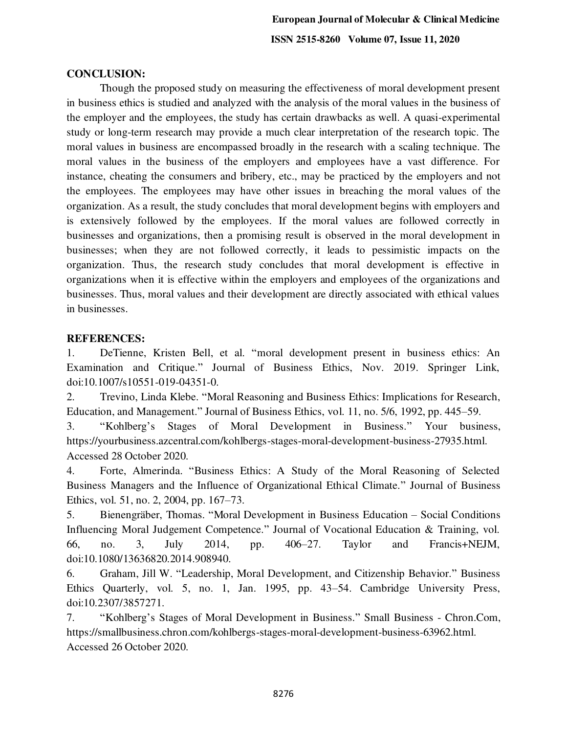## CONCLUSION:

Though the proposed study on measuring the effectiveness of moral development present in business ethics is studied and analyzed with the analysis of the moral values in the business of the employer and the employees, the study has certain drawbacks as well. A quasi-experimental study or long-term research may provide a much clear interpretation of the research topic. The moral values in business are encompassed broadly in the research with a scaling technique. The moral values in the business of the employers and employees have a vast difference. For instance, cheating the consumers and bribery, etc., may be practiced by the employers and not the employees. The employees may have other issues in breaching the moral values of the organization. As a result, the study concludes that moral development begins with employers and is extensively followed by the employees. If the moral values are followed correctly in businesses and organizations, then a promising result is observed in the moral development in businesses; when they are not followed correctly, it leads to pessimistic impacts on the organization. Thus, the research study concludes that moral development is effective in organizations when it is effective within the employers and employees of the organizations and businesses. Thus, moral values and their development are directly associated with ethical values in businesses.

## REFERENCES:

1. DeTienne, Kristen Bell, et al. "moral development present in business ethics: An Examination and Critique." Journal of Business Ethics, Nov. 2019. Springer Link, doi:10.1007/s10551-019-04351-0.
2. Trevino, Linda Klebe. "Moral Reasoning and Business Ethics: Implications for Research, Education, and Management." Journal of Business Ethics, vol. 11, no. 5/6, 1992, pp. 445–59.
3. "Kohlberg's Stages of Moral Development in Business." Your business, https://yourbusiness.azcentral.com/kohlbergs-stages-moral-development-business-27935.html. Accessed 28 October 2020.
4. Forte, Almerinda. "Business Ethics: A Study of the Moral Reasoning of Selected Business Managers and the Influence of Organizational Ethical Climate." Journal of Business Ethics, vol. 51, no. 2, 2004, pp. 167–73.
5. Bienengräber, Thomas. "Moral Development in Business Education – Social Conditions Influencing Moral Judgement Competence." Journal of Vocational Education & Training, vol. 66, no. 3, July 2014, pp. 406–27. Taylor and Francis+NEJM, doi:10.1080/13636820.2014.908940.
6. Graham, Jill W. "Leadership, Moral Development, and Citizenship Behavior." Business Ethics Quarterly, vol. 5, no. 1, Jan. 1995, pp. 43–54. Cambridge University Press, doi:10.2307/3857271.
7. "Kohlberg's Stages of Moral Development in Business." Small Business - Chron.Com, https://smallbusiness.chron.com/kohlbergs-stages-moral-development-business-63962.html. Accessed 26 October 2020.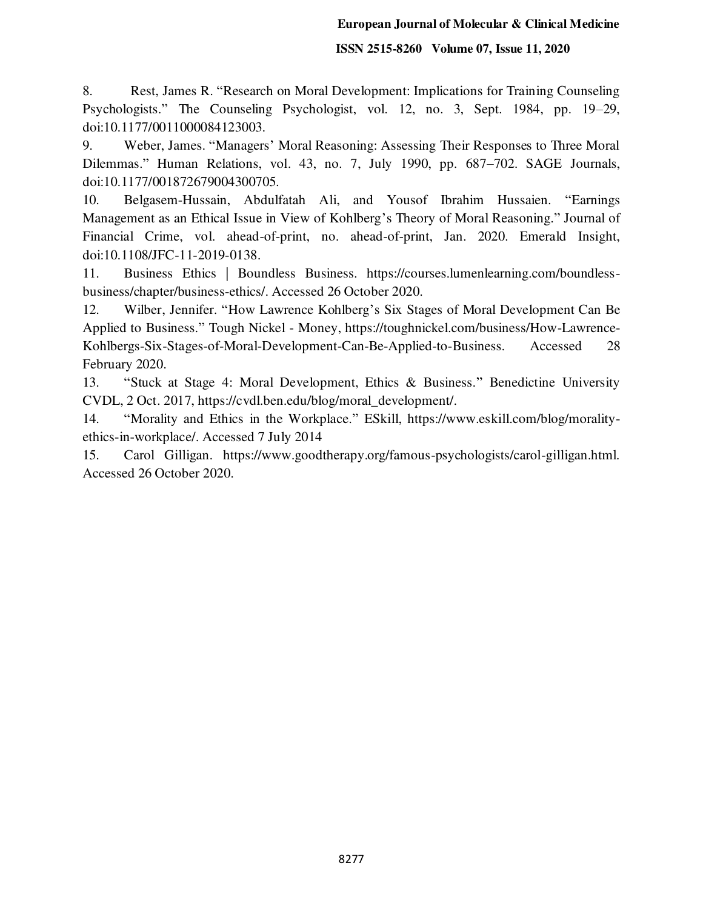8. Rest, James R. "Research on Moral Development: Implications for Training Counseling Psychologists." The Counseling Psychologist, vol. 12, no. 3, Sept. 1984, pp. 19–29, doi:10.1177/0011000084123003.

9. Weber, James. "Managers' Moral Reasoning: Assessing Their Responses to Three Moral Dilemmas." Human Relations, vol. 43, no. 7, July 1990, pp. 687–702. SAGE Journals, doi:10.1177/001872679004300705.

10. Belgasem-Hussain, Abdulfatah Ali, and Yousof Ibrahim Hussaien. "Earnings Management as an Ethical Issue in View of Kohlberg's Theory of Moral Reasoning." Journal of Financial Crime, vol. ahead-of-print, no. ahead-of-print, Jan. 2020. Emerald Insight, doi:10.1108/JFC-11-2019-0138.

11. Business Ethics | Boundless Business. https://courses.lumenlearning.com/boundless-business/chapter/business-ethics/. Accessed 26 October 2020.

12. Wilber, Jennifer. "How Lawrence Kohlberg's Six Stages of Moral Development Can Be Applied to Business." Tough Nickel - Money, https://toughnickel.com/business/How-Lawrence-Kohlbergs-Six-Stages-of-Moral-Development-Can-Be-Applied-to-Business. Accessed 28 February 2020.

13. "Stuck at Stage 4: Moral Development, Ethics & Business." Benedictine University CVDL, 2 Oct. 2017, https://cvdl.ben.edu/blog/moral_development/.

14. "Morality and Ethics in the Workplace." ESkill, https://www.eskill.com/blog/morality-ethics-in-workplace/. Accessed 7 July 2014

15. Carol Gilligan. https://www.goodtherapy.org/famous-psychologists/carol-gilligan.html. Accessed 26 October 2020.